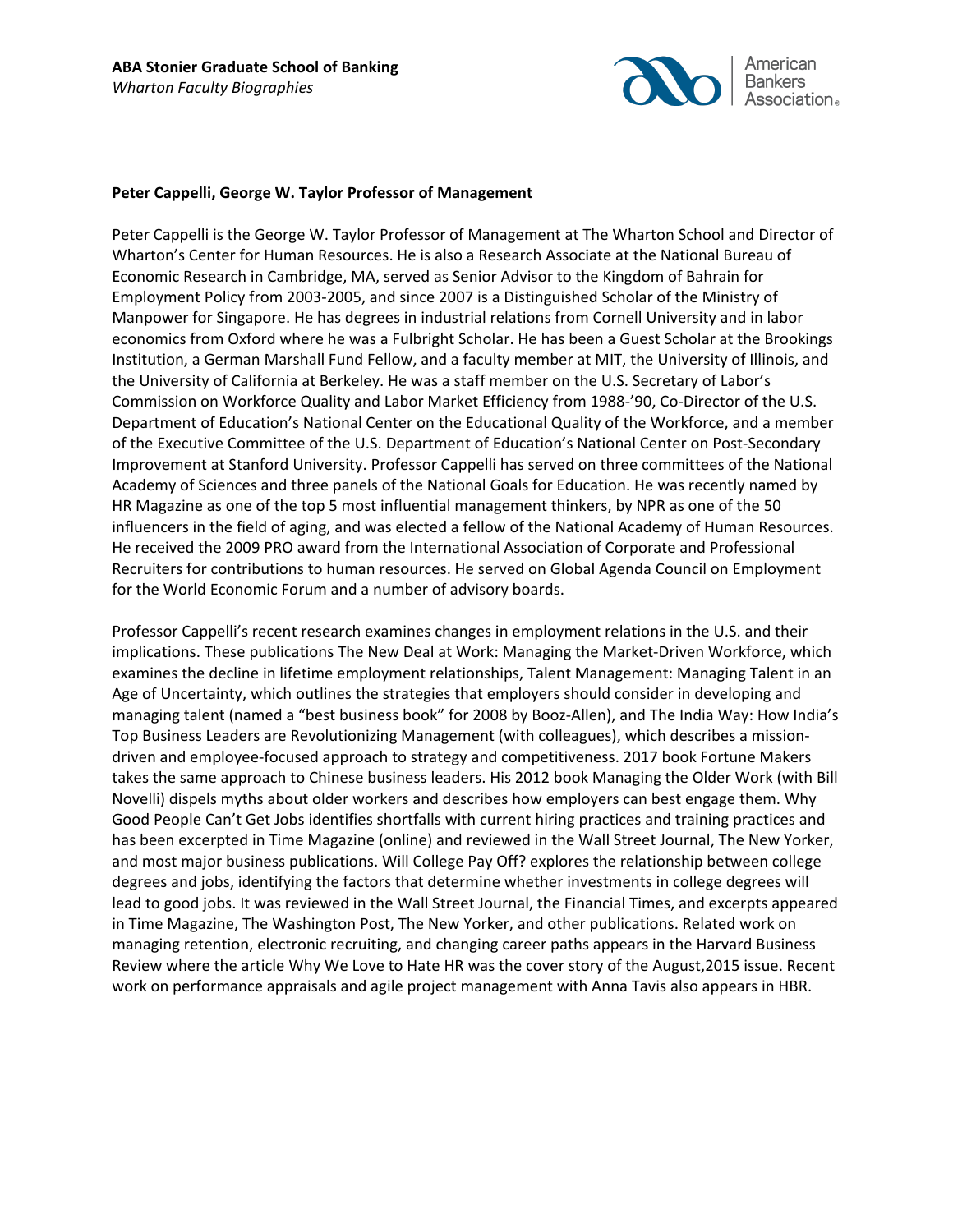**ABA Stonier Graduate School of Banking**
*Wharton Faculty Biographies*

**Peter Cappelli, George W. Taylor Professor of Management**

Peter Cappelli is the George W. Taylor Professor of Management at The Wharton School and Director of Wharton's Center for Human Resources. He is also a Research Associate at the National Bureau of Economic Research in Cambridge, MA, served as Senior Advisor to the Kingdom of Bahrain for Employment Policy from 2003-2005, and since 2007 is a Distinguished Scholar of the Ministry of Manpower for Singapore. He has degrees in industrial relations from Cornell University and in labor economics from Oxford where he was a Fulbright Scholar. He has been a Guest Scholar at the Brookings Institution, a German Marshall Fund Fellow, and a faculty member at MIT, the University of Illinois, and the University of California at Berkeley. He was a staff member on the U.S. Secretary of Labor's Commission on Workforce Quality and Labor Market Efficiency from 1988-'90, Co-Director of the U.S. Department of Education's National Center on the Educational Quality of the Workforce, and a member of the Executive Committee of the U.S. Department of Education's National Center on Post-Secondary Improvement at Stanford University. Professor Cappelli has served on three committees of the National Academy of Sciences and three panels of the National Goals for Education. He was recently named by HR Magazine as one of the top 5 most influential management thinkers, by NPR as one of the 50 influencers in the field of aging, and was elected a fellow of the National Academy of Human Resources. He received the 2009 PRO award from the International Association of Corporate and Professional Recruiters for contributions to human resources. He served on Global Agenda Council on Employment for the World Economic Forum and a number of advisory boards.

Professor Cappelli's recent research examines changes in employment relations in the U.S. and their implications. These publications The New Deal at Work: Managing the Market-Driven Workforce, which examines the decline in lifetime employment relationships, Talent Management: Managing Talent in an Age of Uncertainty, which outlines the strategies that employers should consider in developing and managing talent (named a "best business book" for 2008 by Booz-Allen), and The India Way: How India's Top Business Leaders are Revolutionizing Management (with colleagues), which describes a mission-driven and employee-focused approach to strategy and competitiveness. 2017 book Fortune Makers takes the same approach to Chinese business leaders. His 2012 book Managing the Older Work (with Bill Novelli) dispels myths about older workers and describes how employers can best engage them. Why Good People Can't Get Jobs identifies shortfalls with current hiring practices and training practices and has been excerpted in Time Magazine (online) and reviewed in the Wall Street Journal, The New Yorker, and most major business publications. Will College Pay Off? explores the relationship between college degrees and jobs, identifying the factors that determine whether investments in college degrees will lead to good jobs. It was reviewed in the Wall Street Journal, the Financial Times, and excerpts appeared in Time Magazine, The Washington Post, The New Yorker, and other publications. Related work on managing retention, electronic recruiting, and changing career paths appears in the Harvard Business Review where the article Why We Love to Hate HR was the cover story of the August,2015 issue. Recent work on performance appraisals and agile project management with Anna Tavis also appears in HBR.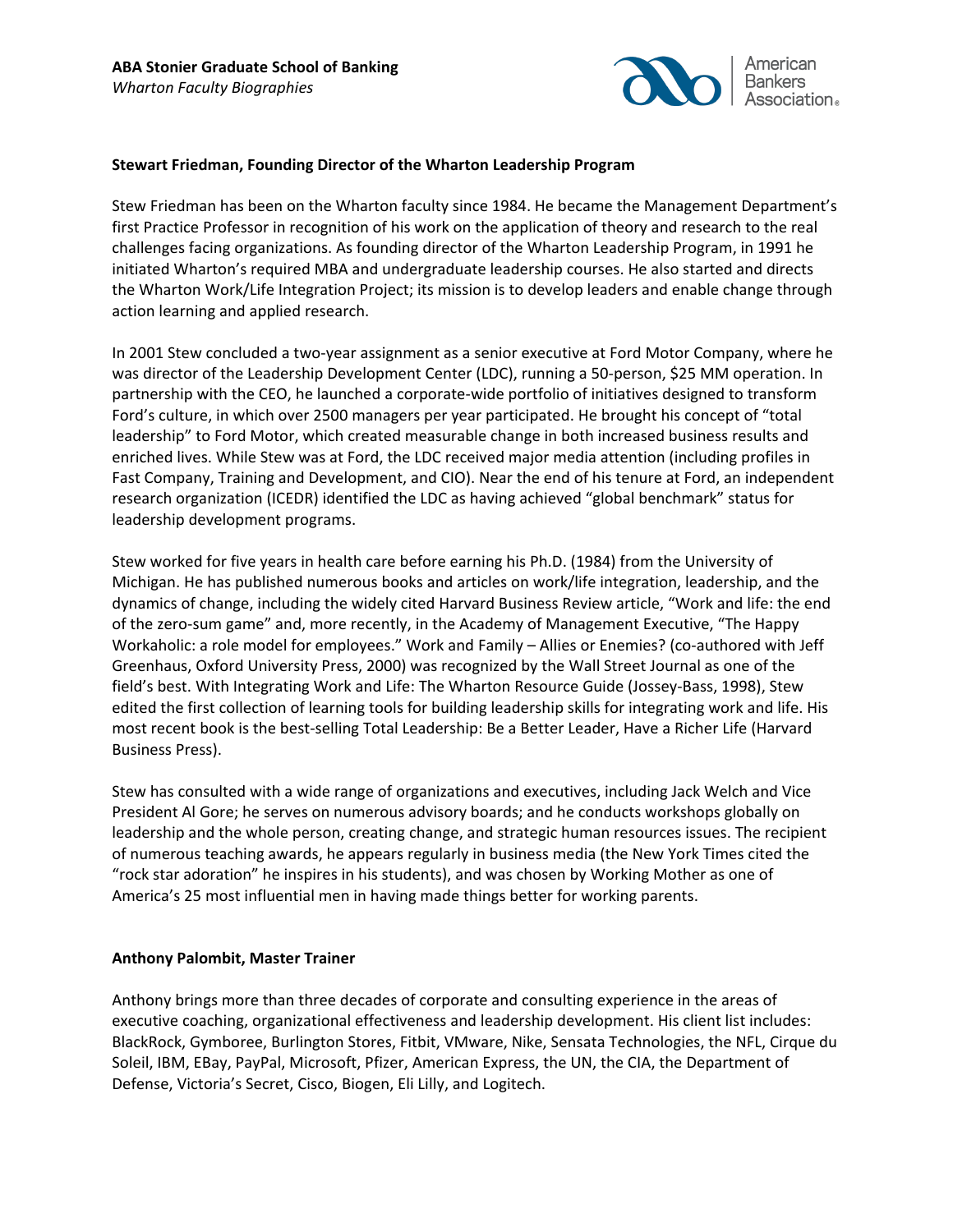**ABA Stonier Graduate School of Banking**
*Wharton Faculty Biographies*

**Stewart Friedman, Founding Director of the Wharton Leadership Program**

Stew Friedman has been on the Wharton faculty since 1984. He became the Management Department's first Practice Professor in recognition of his work on the application of theory and research to the real challenges facing organizations. As founding director of the Wharton Leadership Program, in 1991 he initiated Wharton's required MBA and undergraduate leadership courses. He also started and directs the Wharton Work/Life Integration Project; its mission is to develop leaders and enable change through action learning and applied research.

In 2001 Stew concluded a two-year assignment as a senior executive at Ford Motor Company, where he was director of the Leadership Development Center (LDC), running a 50-person, $25 MM operation. In partnership with the CEO, he launched a corporate-wide portfolio of initiatives designed to transform Ford's culture, in which over 2500 managers per year participated. He brought his concept of "total leadership" to Ford Motor, which created measurable change in both increased business results and enriched lives. While Stew was at Ford, the LDC received major media attention (including profiles in Fast Company, Training and Development, and CIO). Near the end of his tenure at Ford, an independent research organization (ICEDR) identified the LDC as having achieved "global benchmark" status for leadership development programs.

Stew worked for five years in health care before earning his Ph.D. (1984) from the University of Michigan. He has published numerous books and articles on work/life integration, leadership, and the dynamics of change, including the widely cited Harvard Business Review article, "Work and life: the end of the zero-sum game" and, more recently, in the Academy of Management Executive, "The Happy Workaholic: a role model for employees." Work and Family – Allies or Enemies? (co-authored with Jeff Greenhaus, Oxford University Press, 2000) was recognized by the Wall Street Journal as one of the field's best. With Integrating Work and Life: The Wharton Resource Guide (Jossey-Bass, 1998), Stew edited the first collection of learning tools for building leadership skills for integrating work and life. His most recent book is the best-selling Total Leadership: Be a Better Leader, Have a Richer Life (Harvard Business Press).

Stew has consulted with a wide range of organizations and executives, including Jack Welch and Vice President Al Gore; he serves on numerous advisory boards; and he conducts workshops globally on leadership and the whole person, creating change, and strategic human resources issues. The recipient of numerous teaching awards, he appears regularly in business media (the New York Times cited the "rock star adoration" he inspires in his students), and was chosen by Working Mother as one of America's 25 most influential men in having made things better for working parents.

**Anthony Palombit, Master Trainer**

Anthony brings more than three decades of corporate and consulting experience in the areas of executive coaching, organizational effectiveness and leadership development. His client list includes: BlackRock, Gymboree, Burlington Stores, Fitbit, VMware, Nike, Sensata Technologies, the NFL, Cirque du Soleil, IBM, EBay, PayPal, Microsoft, Pfizer, American Express, the UN, the CIA, the Department of Defense, Victoria's Secret, Cisco, Biogen, Eli Lilly, and Logitech.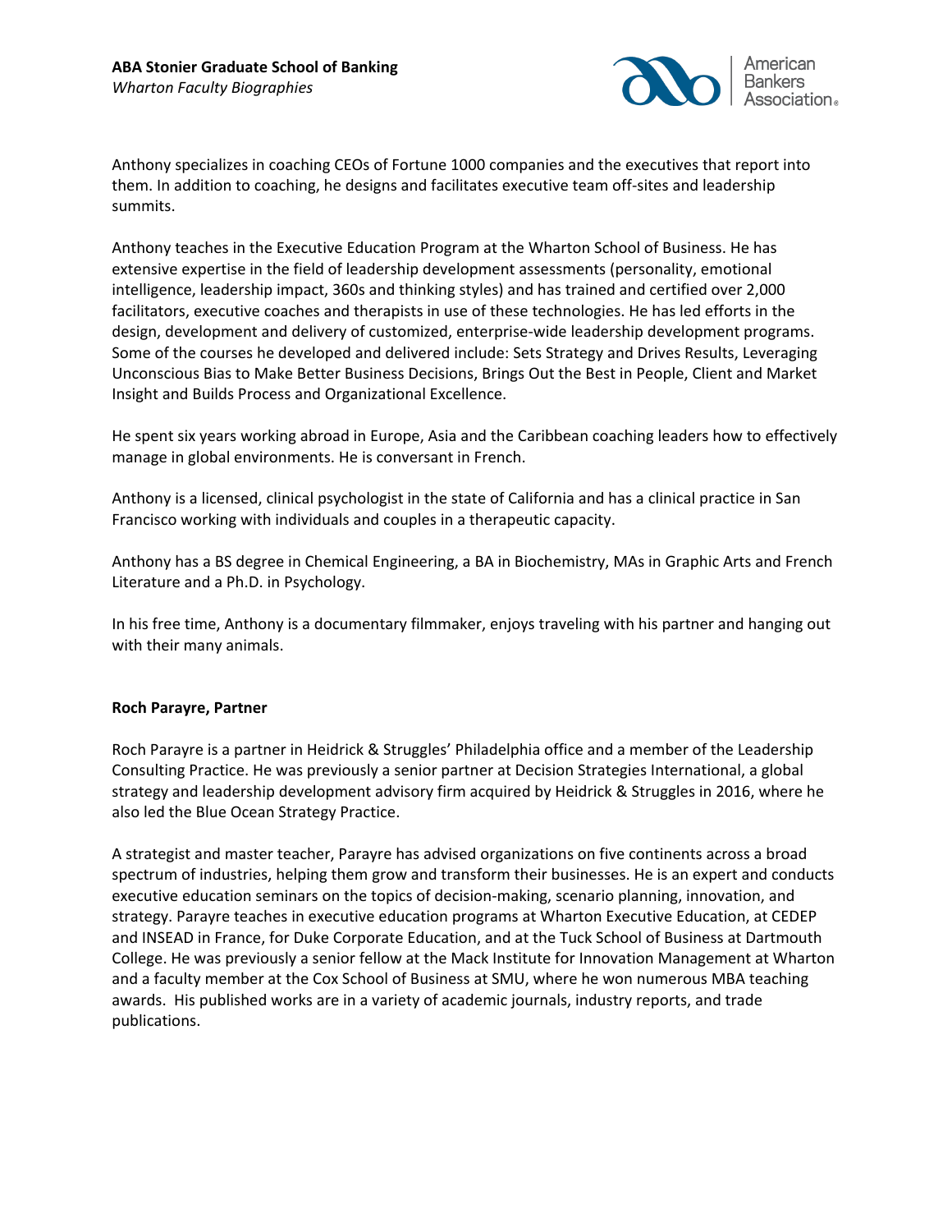Anthony specializes in coaching CEOs of Fortune 1000 companies and the executives that report into them. In addition to coaching, he designs and facilitates executive team off-sites and leadership summits.

Anthony teaches in the Executive Education Program at the Wharton School of Business. He has extensive expertise in the field of leadership development assessments (personality, emotional intelligence, leadership impact, 360s and thinking styles) and has trained and certified over 2,000 facilitators, executive coaches and therapists in use of these technologies. He has led efforts in the design, development and delivery of customized, enterprise-wide leadership development programs. Some of the courses he developed and delivered include: Sets Strategy and Drives Results, Leveraging Unconscious Bias to Make Better Business Decisions, Brings Out the Best in People, Client and Market Insight and Builds Process and Organizational Excellence.

He spent six years working abroad in Europe, Asia and the Caribbean coaching leaders how to effectively manage in global environments. He is conversant in French.

Anthony is a licensed, clinical psychologist in the state of California and has a clinical practice in San Francisco working with individuals and couples in a therapeutic capacity.

Anthony has a BS degree in Chemical Engineering, a BA in Biochemistry, MAs in Graphic Arts and French Literature and a Ph.D. in Psychology.

In his free time, Anthony is a documentary filmmaker, enjoys traveling with his partner and hanging out with their many animals.

**Roch Parayre, Partner**

Roch Parayre is a partner in Heidrick & Struggles' Philadelphia office and a member of the Leadership Consulting Practice. He was previously a senior partner at Decision Strategies International, a global strategy and leadership development advisory firm acquired by Heidrick & Struggles in 2016, where he also led the Blue Ocean Strategy Practice.

A strategist and master teacher, Parayre has advised organizations on five continents across a broad spectrum of industries, helping them grow and transform their businesses. He is an expert and conducts executive education seminars on the topics of decision-making, scenario planning, innovation, and strategy. Parayre teaches in executive education programs at Wharton Executive Education, at CEDEP and INSEAD in France, for Duke Corporate Education, and at the Tuck School of Business at Dartmouth College. He was previously a senior fellow at the Mack Institute for Innovation Management at Wharton and a faculty member at the Cox School of Business at SMU, where he won numerous MBA teaching awards. His published works are in a variety of academic journals, industry reports, and trade publications.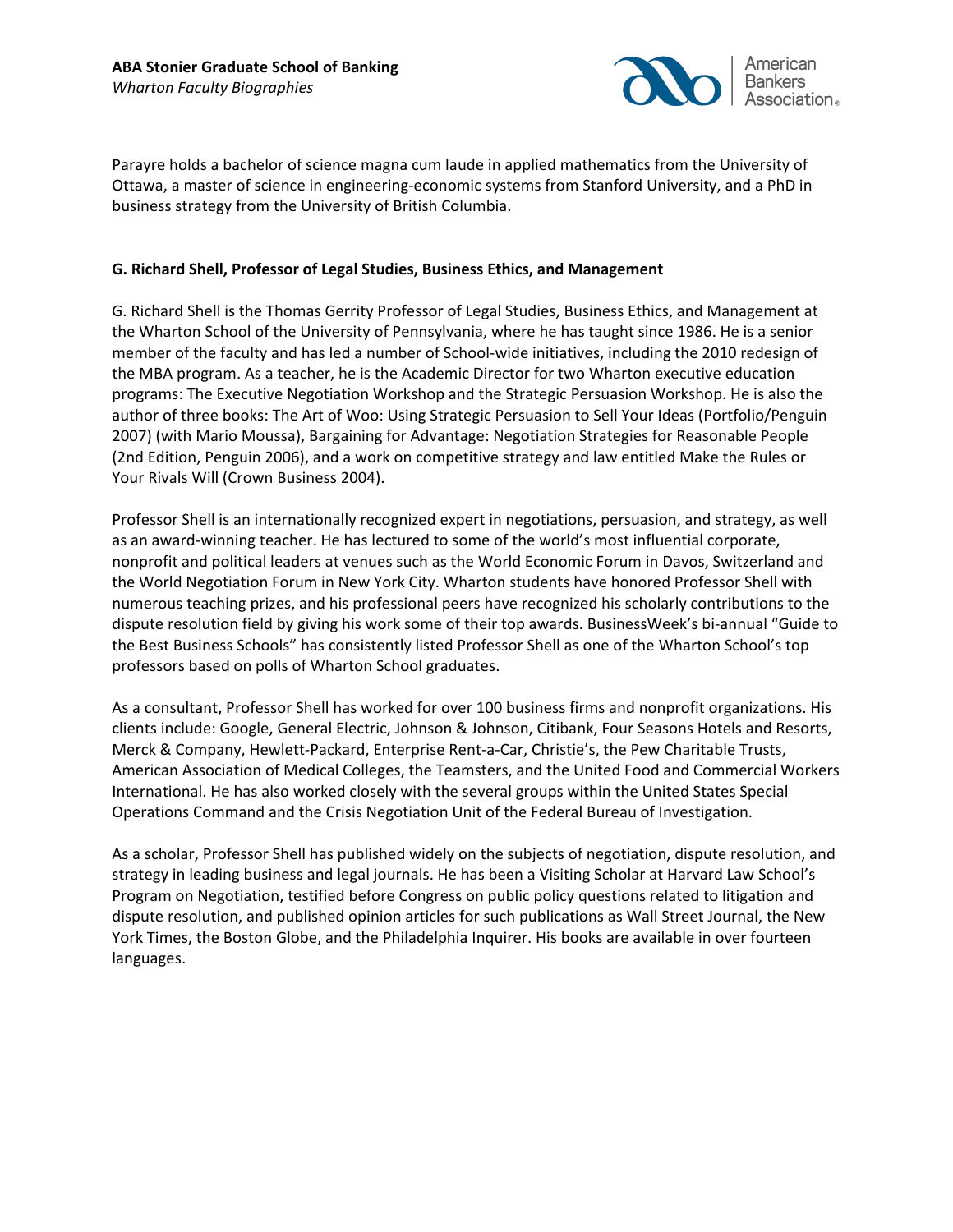Parayre holds a bachelor of science magna cum laude in applied mathematics from the University of Ottawa, a master of science in engineering-economic systems from Stanford University, and a PhD in business strategy from the University of British Columbia.

**G. Richard Shell, Professor of Legal Studies, Business Ethics, and Management**

G. Richard Shell is the Thomas Gerrity Professor of Legal Studies, Business Ethics, and Management at the Wharton School of the University of Pennsylvania, where he has taught since 1986. He is a senior member of the faculty and has led a number of School-wide initiatives, including the 2010 redesign of the MBA program. As a teacher, he is the Academic Director for two Wharton executive education programs: The Executive Negotiation Workshop and the Strategic Persuasion Workshop. He is also the author of three books: The Art of Woo: Using Strategic Persuasion to Sell Your Ideas (Portfolio/Penguin 2007) (with Mario Moussa), Bargaining for Advantage: Negotiation Strategies for Reasonable People (2nd Edition, Penguin 2006), and a work on competitive strategy and law entitled Make the Rules or Your Rivals Will (Crown Business 2004).

Professor Shell is an internationally recognized expert in negotiations, persuasion, and strategy, as well as an award-winning teacher. He has lectured to some of the world's most influential corporate, nonprofit and political leaders at venues such as the World Economic Forum in Davos, Switzerland and the World Negotiation Forum in New York City. Wharton students have honored Professor Shell with numerous teaching prizes, and his professional peers have recognized his scholarly contributions to the dispute resolution field by giving his work some of their top awards. BusinessWeek's bi-annual "Guide to the Best Business Schools" has consistently listed Professor Shell as one of the Wharton School's top professors based on polls of Wharton School graduates.

As a consultant, Professor Shell has worked for over 100 business firms and nonprofit organizations. His clients include: Google, General Electric, Johnson & Johnson, Citibank, Four Seasons Hotels and Resorts, Merck & Company, Hewlett-Packard, Enterprise Rent-a-Car, Christie's, the Pew Charitable Trusts, American Association of Medical Colleges, the Teamsters, and the United Food and Commercial Workers International. He has also worked closely with the several groups within the United States Special Operations Command and the Crisis Negotiation Unit of the Federal Bureau of Investigation.

As a scholar, Professor Shell has published widely on the subjects of negotiation, dispute resolution, and strategy in leading business and legal journals. He has been a Visiting Scholar at Harvard Law School's Program on Negotiation, testified before Congress on public policy questions related to litigation and dispute resolution, and published opinion articles for such publications as Wall Street Journal, the New York Times, the Boston Globe, and the Philadelphia Inquirer. His books are available in over fourteen languages.